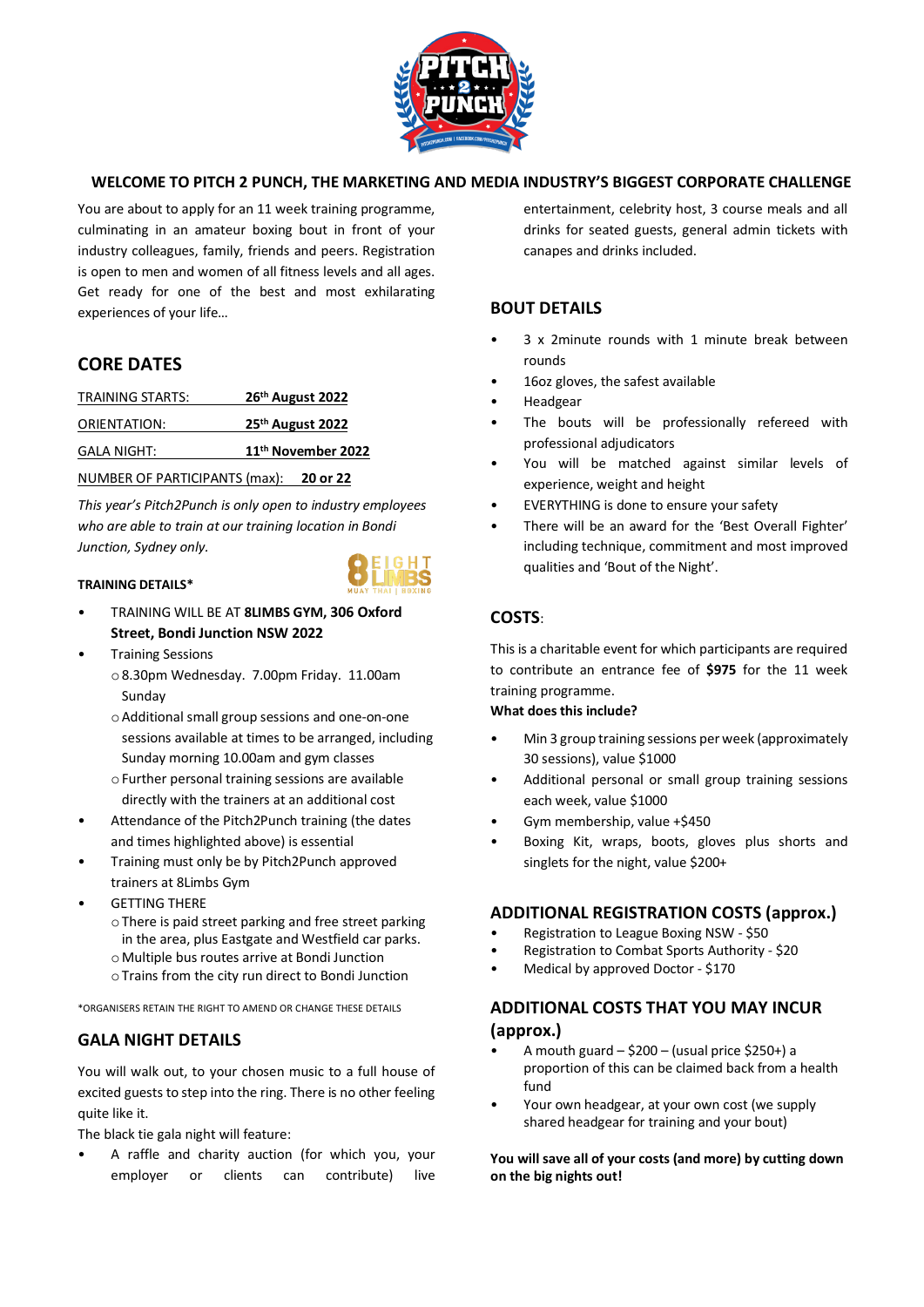## WELCOME TO PITCH 2 PUNCH, THE MARKETING AND MEDIA INDUSTRY'S BIGGEST CORPORATE CHALLENGE

You are about to apply for an 11 week training programme, culminating in an amateur boxing bout in front of your industry colleagues, family, friends and peers. Registration is open to men and women of all fitness levels and all ages. Get ready for one of the best and most exhilarating experiences of your life…

## CORE DATES

| | |
|---|---|
| TRAINING STARTS: | **26th August 2022** |
| ORIENTATION: | **25th August 2022** |
| GALA NIGHT: | **11th November 2022** |
| NUMBER OF PARTICIPANTS (max): | **20 or 22** |

*This year's Pitch2Punch is only open to industry employees who are able to train at our training location in Bondi Junction, Sydney only.*

#### TRAINING DETAILS*

- TRAINING WILL BE AT **8LIMBS GYM, 306 Oxford Street, Bondi Junction NSW 2022**
- Training Sessions
  - 8.30pm Wednesday. 7.00pm Friday. 11.00am Sunday
  - Additional small group sessions and one-on-one sessions available at times to be arranged, including Sunday morning 10.00am and gym classes
  - Further personal training sessions are available directly with the trainers at an additional cost
- Attendance of the Pitch2Punch training (the dates and times highlighted above) is essential
- Training must only be by Pitch2Punch approved trainers at 8Limbs Gym
- GETTING THERE
  - There is paid street parking and free street parking in the area, plus Eastgate and Westfield car parks.
  - Multiple bus routes arrive at Bondi Junction
  - Trains from the city run direct to Bondi Junction

*ORGANISERS RETAIN THE RIGHT TO AMEND OR CHANGE THESE DETAILS

## GALA NIGHT DETAILS

You will walk out, to your chosen music to a full house of excited guests to step into the ring. There is no other feeling quite like it.

The black tie gala night will feature:

- A raffle and charity auction (for which you, your employer or clients can contribute) live entertainment, celebrity host, 3 course meals and all drinks for seated guests, general admin tickets with canapes and drinks included.

## BOUT DETAILS

- 3 x 2minute rounds with 1 minute break between rounds
- 16oz gloves, the safest available
- Headgear
- The bouts will be professionally refereed with professional adjudicators
- You will be matched against similar levels of experience, weight and height
- EVERYTHING is done to ensure your safety
- There will be an award for the 'Best Overall Fighter' including technique, commitment and most improved qualities and 'Bout of the Night'.

## COSTS:

This is a charitable event for which participants are required to contribute an entrance fee of **$975** for the 11 week training programme.

**What does this include?**

- Min 3 group training sessions per week (approximately 30 sessions), value $1000
- Additional personal or small group training sessions each week, value $1000
- Gym membership, value +$450
- Boxing Kit, wraps, boots, gloves plus shorts and singlets for the night, value $200+

## ADDITIONAL REGISTRATION COSTS (approx.)

- Registration to League Boxing NSW - $50
- Registration to Combat Sports Authority - $20
- Medical by approved Doctor - $170

## ADDITIONAL COSTS THAT YOU MAY INCUR (approx.)

- A mouth guard – $200 – (usual price $250+) a proportion of this can be claimed back from a health fund
- Your own headgear, at your own cost (we supply shared headgear for training and your bout)

**You will save all of your costs (and more) by cutting down on the big nights out!**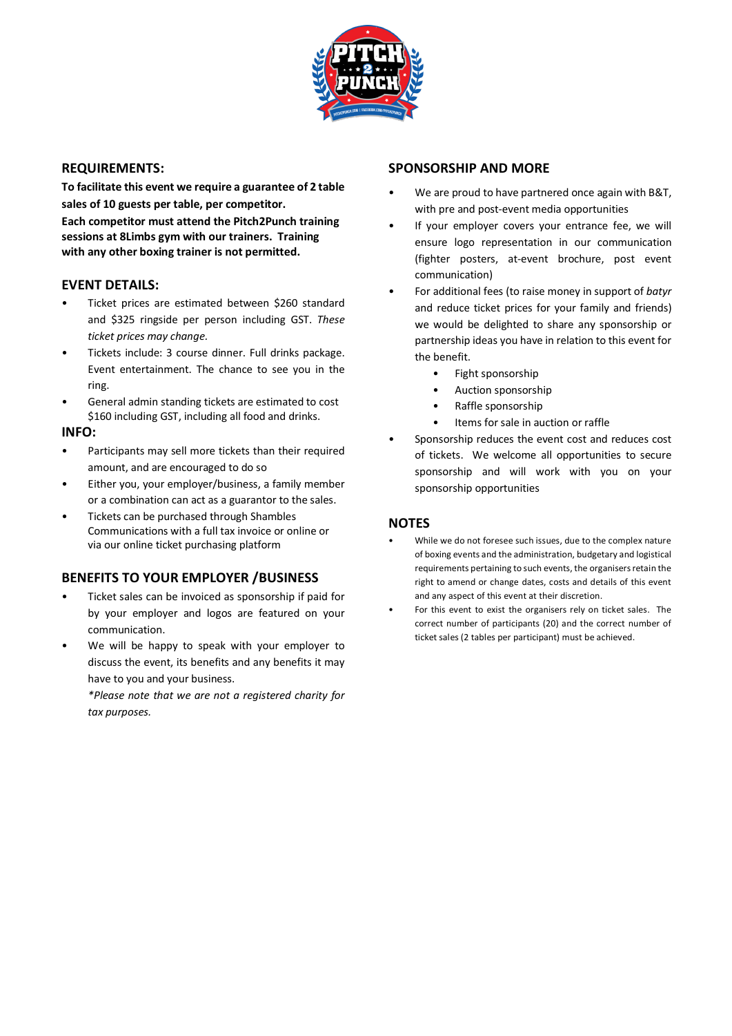## REQUIREMENTS:

**To facilitate this event we require a guarantee of 2 table sales of 10 guests per table, per competitor.**
**Each competitor must attend the Pitch2Punch training sessions at 8Limbs gym with our trainers. Training with any other boxing trainer is not permitted.**

## EVENT DETAILS:

- Ticket prices are estimated between $260 standard and $325 ringside per person including GST. *These ticket prices may change.*
- Tickets include: 3 course dinner. Full drinks package. Event entertainment. The chance to see you in the ring.
- General admin standing tickets are estimated to cost $160 including GST, including all food and drinks.

## INFO:

- Participants may sell more tickets than their required amount, and are encouraged to do so
- Either you, your employer/business, a family member or a combination can act as a guarantor to the sales.
- Tickets can be purchased through Shambles Communications with a full tax invoice or online or via our online ticket purchasing platform

## BENEFITS TO YOUR EMPLOYER /BUSINESS

- Ticket sales can be invoiced as sponsorship if paid for by your employer and logos are featured on your communication.
- We will be happy to speak with your employer to discuss the event, its benefits and any benefits it may have to you and your business.

  *\*Please note that we are not a registered charity for tax purposes.*

## SPONSORSHIP AND MORE

- We are proud to have partnered once again with B&T, with pre and post-event media opportunities
- If your employer covers your entrance fee, we will ensure logo representation in our communication (fighter posters, at-event brochure, post event communication)
- For additional fees (to raise money in support of *batyr* and reduce ticket prices for your family and friends) we would be delighted to share any sponsorship or partnership ideas you have in relation to this event for the benefit.
  - Fight sponsorship
  - Auction sponsorship
  - Raffle sponsorship
  - Items for sale in auction or raffle
- Sponsorship reduces the event cost and reduces cost of tickets. We welcome all opportunities to secure sponsorship and will work with you on your sponsorship opportunities

## NOTES

- While we do not foresee such issues, due to the complex nature of boxing events and the administration, budgetary and logistical requirements pertaining to such events, the organisers retain the right to amend or change dates, costs and details of this event and any aspect of this event at their discretion.
- For this event to exist the organisers rely on ticket sales. The correct number of participants (20) and the correct number of ticket sales (2 tables per participant) must be achieved.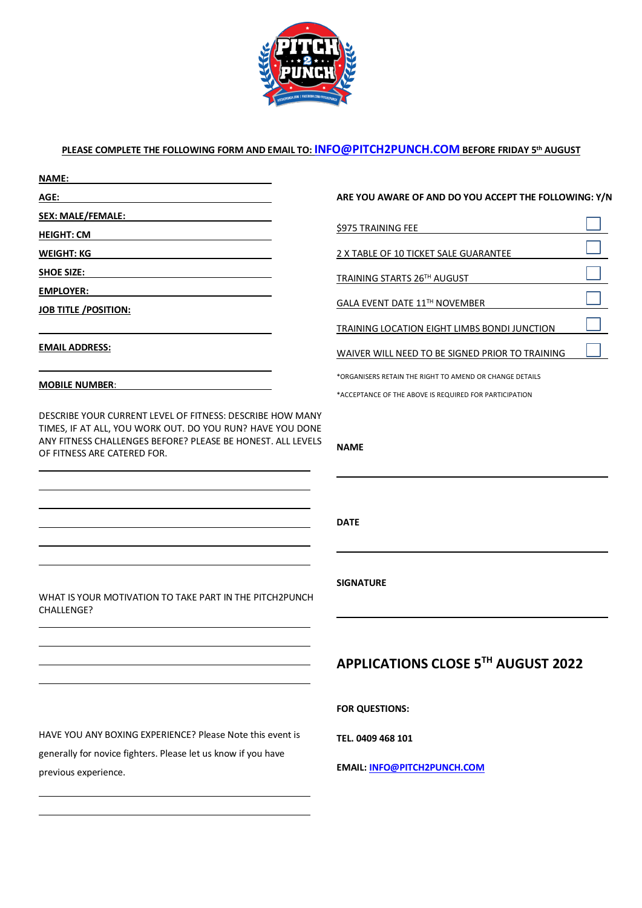**PLEASE COMPLETE THE FOLLOWING FORM AND EMAIL TO: INFO@PITCH2PUNCH.COM BEFORE FRIDAY 5th AUGUST**

**NAME:**

**AGE:**

**SEX: MALE/FEMALE:**

**HEIGHT: CM**

**WEIGHT: KG**

**SHOE SIZE:**

**EMPLOYER:**

**JOB TITLE /POSITION:**

**EMAIL ADDRESS:**

**MOBILE NUMBER**:

DESCRIBE YOUR CURRENT LEVEL OF FITNESS: DESCRIBE HOW MANY TIMES, IF AT ALL, YOU WORK OUT. DO YOU RUN? HAVE YOU DONE ANY FITNESS CHALLENGES BEFORE? PLEASE BE HONEST. ALL LEVELS OF FITNESS ARE CATERED FOR.

WHAT IS YOUR MOTIVATION TO TAKE PART IN THE PITCH2PUNCH CHALLENGE?

HAVE YOU ANY BOXING EXPERIENCE? Please Note this event is generally for novice fighters. Please let us know if you have previous experience.

**ARE YOU AWARE OF AND DO YOU ACCEPT THE FOLLOWING: Y/N**

- $975 TRAINING FEE ☐
- 2 X TABLE OF 10 TICKET SALE GUARANTEE ☐
- TRAINING STARTS 26TH AUGUST ☐
- GALA EVENT DATE 11TH NOVEMBER ☐
- TRAINING LOCATION EIGHT LIMBS BONDI JUNCTION ☐
- WAIVER WILL NEED TO BE SIGNED PRIOR TO TRAINING ☐

*ORGANISERS RETAIN THE RIGHT TO AMEND OR CHANGE DETAILS

*ACCEPTANCE OF THE ABOVE IS REQUIRED FOR PARTICIPATION

**NAME**

**DATE**

**SIGNATURE**

## APPLICATIONS CLOSE 5TH AUGUST 2022

**FOR QUESTIONS:**

**TEL. 0409 468 101**

**EMAIL: INFO@PITCH2PUNCH.COM**